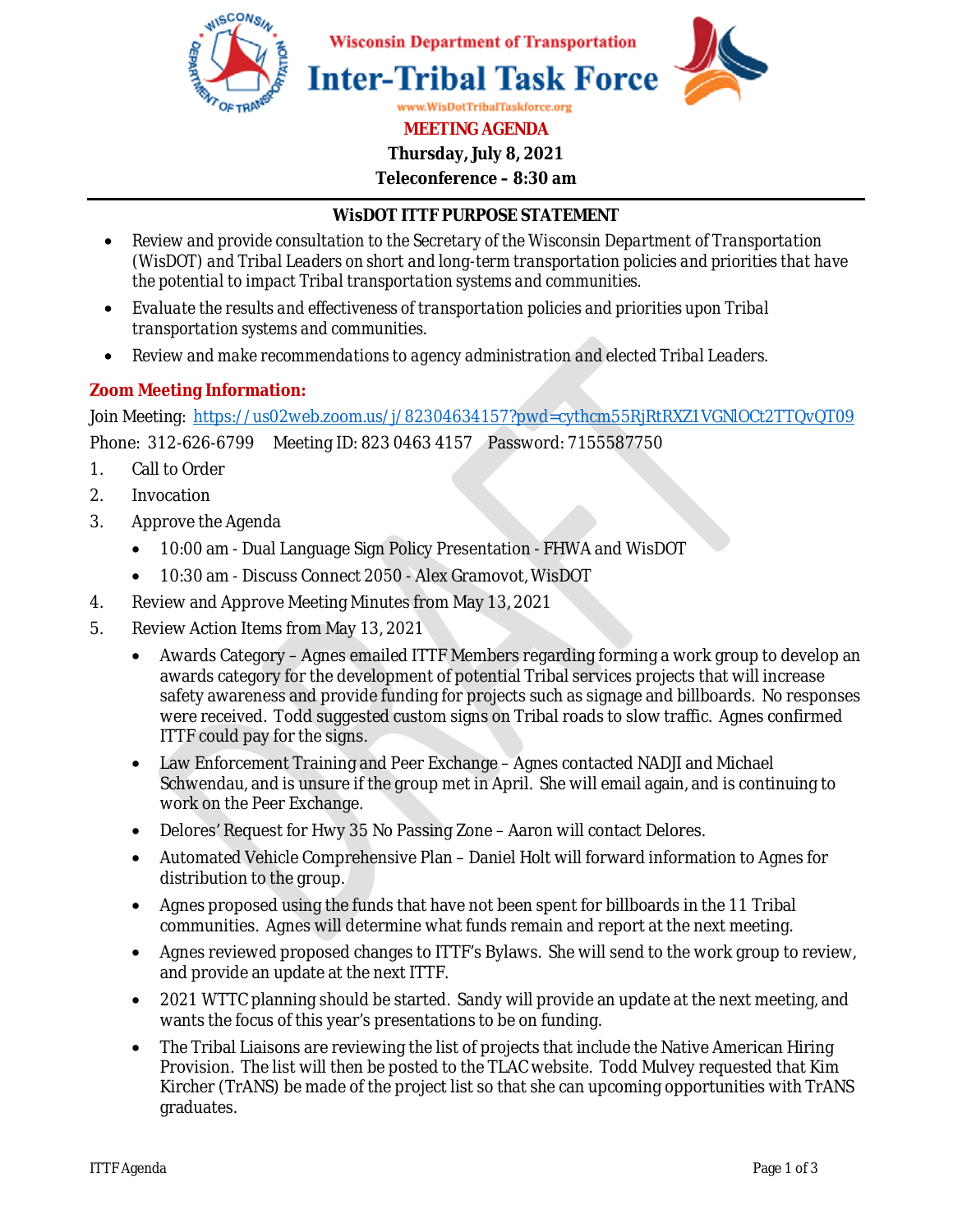Wisconsin Department of Transportation

# Inter-Tribal Task Force

www.WisDotTribalTaskforce.org

**MEETING AGENDA**

**Thursday, July 8, 2021**

**Teleconference – 8:30 am**

## WisDOT ITTF PURPOSE STATEMENT

- Review and provide consultation to the Secretary of the Wisconsin Department of Transportation (WisDOT) and Tribal Leaders on short and long-term transportation policies and priorities that have the potential to impact Tribal transportation systems and communities.
- Evaluate the results and effectiveness of transportation policies and priorities upon Tribal transportation systems and communities.
- Review and make recommendations to agency administration and elected Tribal Leaders.

**Zoom Meeting Information:**

Join Meeting: https://us02web.zoom.us/j/82304634157?pwd=cythcm55RjRtRXZ1VGNlOCt2TTQvQT09

Phone: 312-626-6799 Meeting ID: 823 0463 4157 Password: 7155587750

1. Call to Order
2. Invocation
3. Approve the Agenda
   - 10:00 am - Dual Language Sign Policy Presentation - FHWA and WisDOT
   - 10:30 am - Discuss Connect 2050 - Alex Gramovot, WisDOT
4. Review and Approve Meeting Minutes from May 13, 2021
5. Review Action Items from May 13, 2021
   - Awards Category – Agnes emailed ITTF Members regarding forming a work group to develop an awards category for the development of potential Tribal services projects that will increase safety awareness and provide funding for projects such as signage and billboards. No responses were received. Todd suggested custom signs on Tribal roads to slow traffic. Agnes confirmed ITTF could pay for the signs.
   - Law Enforcement Training and Peer Exchange – Agnes contacted NADJI and Michael Schwendau, and is unsure if the group met in April. She will email again, and is continuing to work on the Peer Exchange.
   - Delores' Request for Hwy 35 No Passing Zone – Aaron will contact Delores.
   - Automated Vehicle Comprehensive Plan – Daniel Holt will forward information to Agnes for distribution to the group.
   - Agnes proposed using the funds that have not been spent for billboards in the 11 Tribal communities. Agnes will determine what funds remain and report at the next meeting.
   - Agnes reviewed proposed changes to ITTF's Bylaws. She will send to the work group to review, and provide an update at the next ITTF.
   - 2021 WTTC planning should be started. Sandy will provide an update at the next meeting, and wants the focus of this year's presentations to be on funding.
   - The Tribal Liaisons are reviewing the list of projects that include the Native American Hiring Provision. The list will then be posted to the TLAC website. Todd Mulvey requested that Kim Kircher (TrANS) be made of the project list so that she can upcoming opportunities with TrANS graduates.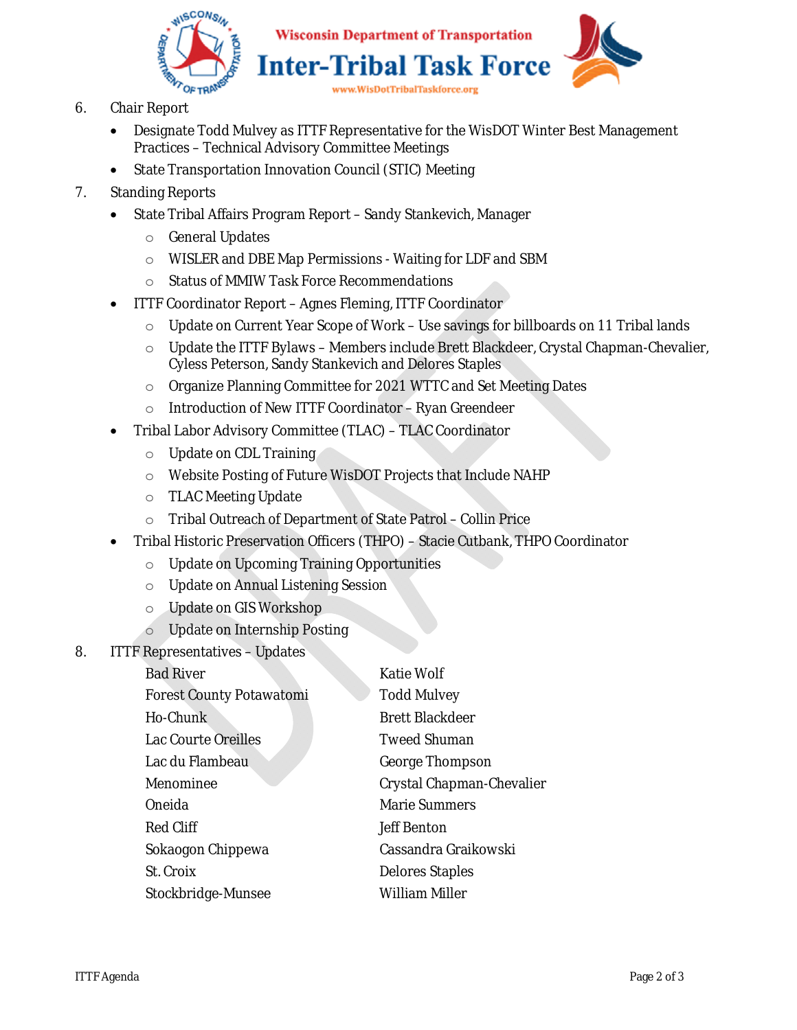6. Chair Report
   - Designate Todd Mulvey as ITTF Representative for the WisDOT Winter Best Management Practices – Technical Advisory Committee Meetings
   - State Transportation Innovation Council (STIC) Meeting
7. Standing Reports
   - State Tribal Affairs Program Report – Sandy Stankevich, Manager
     - General Updates
     - WISLER and DBE Map Permissions - Waiting for LDF and SBM
     - Status of MMIW Task Force Recommendations
   - ITTF Coordinator Report – Agnes Fleming, ITTF Coordinator
     - Update on Current Year Scope of Work – Use savings for billboards on 11 Tribal lands
     - Update the ITTF Bylaws – Members include Brett Blackdeer, Crystal Chapman-Chevalier, Cyless Peterson, Sandy Stankevich and Delores Staples
     - Organize Planning Committee for 2021 WTTC and Set Meeting Dates
     - Introduction of New ITTF Coordinator – Ryan Greendeer
   - Tribal Labor Advisory Committee (TLAC) – TLAC Coordinator
     - Update on CDL Training
     - Website Posting of Future WisDOT Projects that Include NAHP
     - TLAC Meeting Update
     - Tribal Outreach of Department of State Patrol – Collin Price
   - Tribal Historic Preservation Officers (THPO) – Stacie Cutbank, THPO Coordinator
     - Update on Upcoming Training Opportunities
     - Update on Annual Listening Session
     - Update on GIS Workshop
     - Update on Internship Posting
8. ITTF Representatives – Updates

| | |
|---|---|
| Bad River | Katie Wolf |
| Forest County Potawatomi | Todd Mulvey |
| Ho-Chunk | Brett Blackdeer |
| Lac Courte Oreilles | Tweed Shuman |
| Lac du Flambeau | George Thompson |
| Menominee | Crystal Chapman-Chevalier |
| Oneida | Marie Summers |
| Red Cliff | Jeff Benton |
| Sokaogon Chippewa | Cassandra Graikowski |
| St. Croix | Delores Staples |
| Stockbridge-Munsee | William Miller |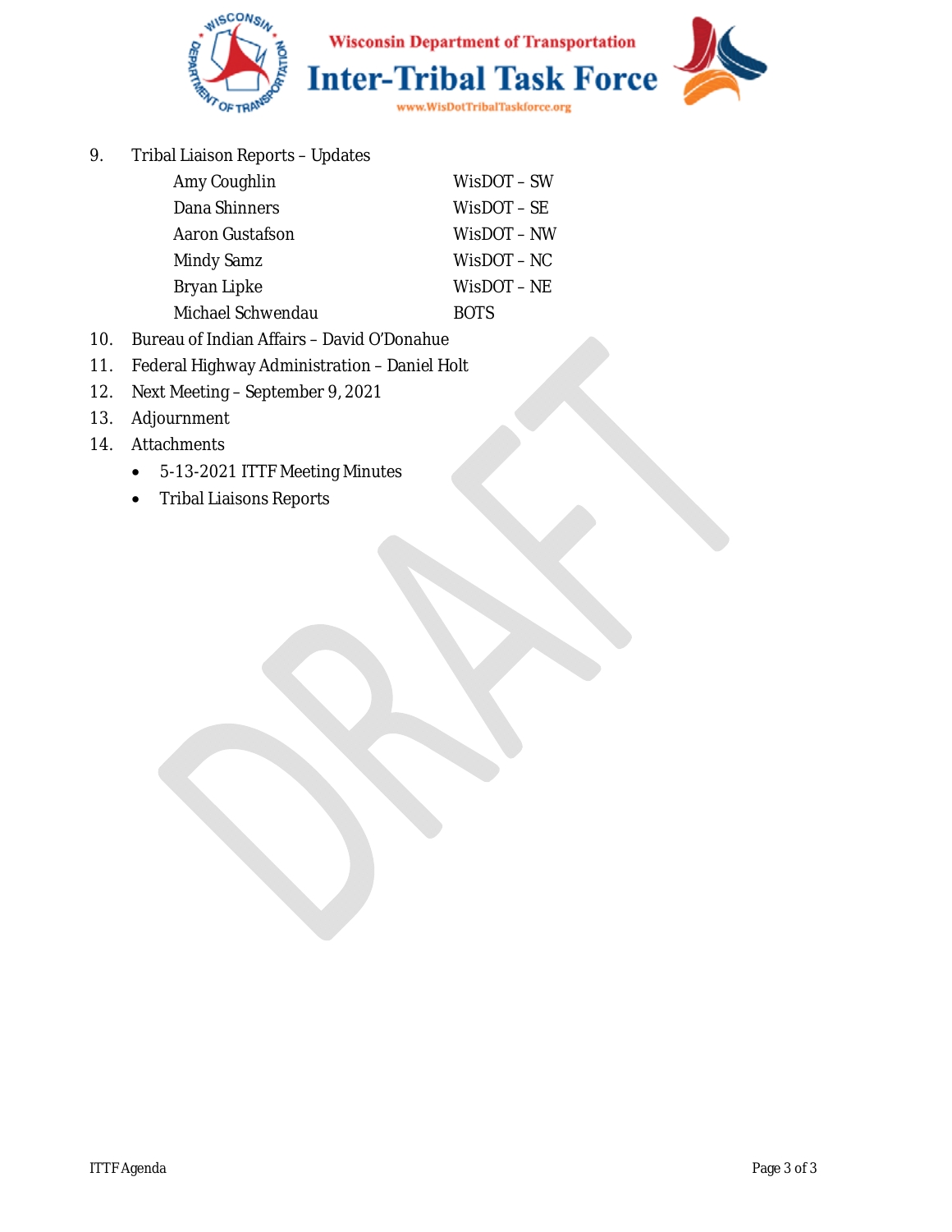9. Tribal Liaison Reports – Updates

| | |
|---|---|
| Amy Coughlin | WisDOT – SW |
| Dana Shinners | WisDOT – SE |
| Aaron Gustafson | WisDOT – NW |
| Mindy Samz | WisDOT – NC |
| Bryan Lipke | WisDOT – NE |
| Michael Schwendau | BOTS |

10. Bureau of Indian Affairs – David O'Donahue
11. Federal Highway Administration – Daniel Holt
12. Next Meeting – September 9, 2021
13. Adjournment
14. Attachments
    - 5-13-2021 ITTF Meeting Minutes
    - Tribal Liaisons Reports